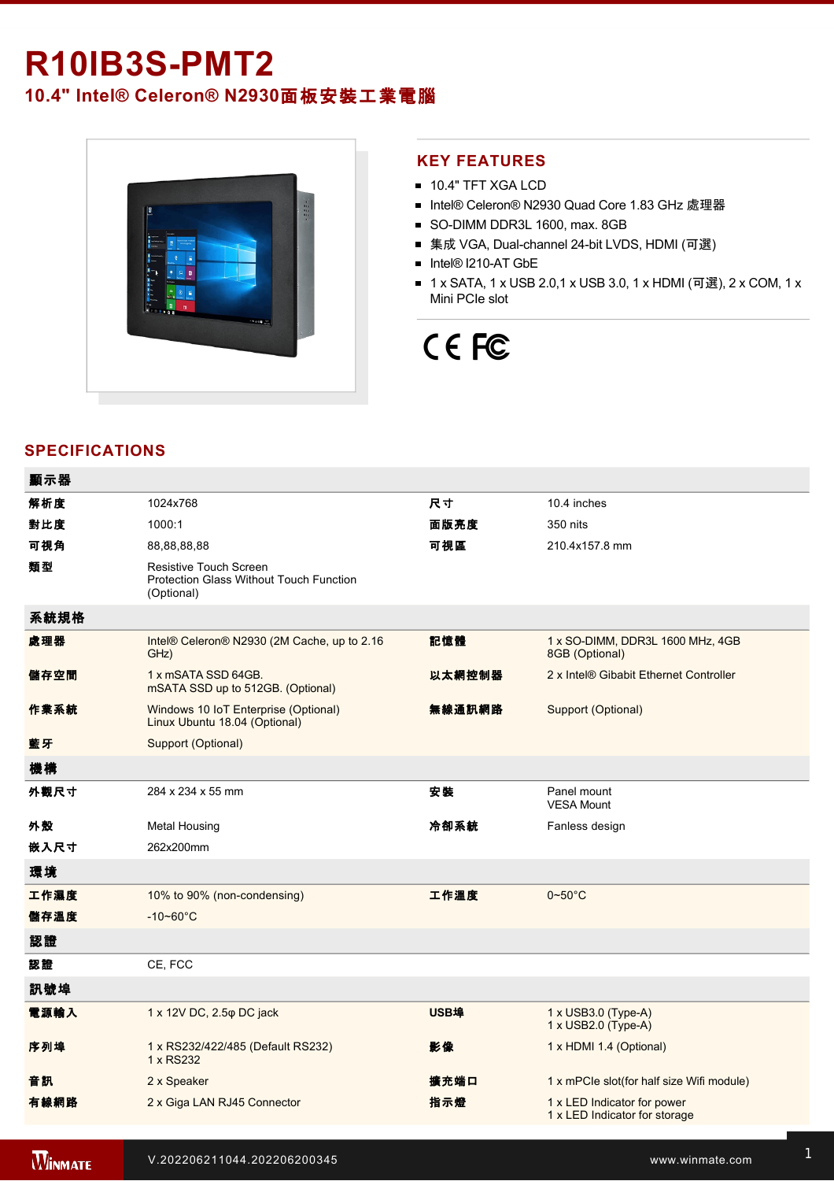# R10IB3S-PMT2

## 10.4" Intel® Celeron® N2930面板安裝工業電腦

## KEY FEATURES

- 10.4" TFT XGA LCD
- Intel® Celeron® N2930 Quad Core 1.83 GHz 處理器
- SO-DIMM DDR3L 1600, max. 8GB
- 集成 VGA, Dual-channel 24-bit LVDS, HDMI (可選)
- Intel® I210-AT GbE
- 1 x SATA, 1 x USB 2.0,1 x USB 3.0, 1 x HDMI (可選), 2 x COM, 1 x Mini PCIe slot

## SPECIFICATIONS

| **顯示器** | | | |
|---|---|---|---|
| **解析度** | 1024x768 | **尺寸** | 10.4 inches |
| **對比度** | 1000:1 | **面版亮度** | 350 nits |
| **可視角** | 88,88,88,88 | **可視區** | 210.4x157.8 mm |
| **類型** | Resistive Touch Screen<br>Protection Glass Without Touch Function (Optional) | | |
| **系統規格** | | | |
| **處理器** | Intel® Celeron® N2930 (2M Cache, up to 2.16 GHz) | **記憶體** | 1 x SO-DIMM, DDR3L 1600 MHz, 4GB<br>8GB (Optional) |
| **儲存空間** | 1 x mSATA SSD 64GB.<br>mSATA SSD up to 512GB. (Optional) | **以太網控制器** | 2 x Intel® Gibabit Ethernet Controller |
| **作業系統** | Windows 10 IoT Enterprise (Optional)<br>Linux Ubuntu 18.04 (Optional) | **無線通訊網路** | Support (Optional) |
| **藍牙** | Support (Optional) | | |
| **機構** | | | |
| **外觀尺寸** | 284 x 234 x 55 mm | **安裝** | Panel mount<br>VESA Mount |
| **外殼** | Metal Housing | **冷卻系統** | Fanless design |
| **嵌入尺寸** | 262x200mm | | |
| **環境** | | | |
| **工作濕度** | 10% to 90% (non-condensing) | **工作溫度** | 0~50°C |
| **儲存溫度** | -10~60°C | | |
| **認證** | | | |
| **認證** | CE, FCC | | |
| **訊號埠** | | | |
| **電源輸入** | 1 x 12V DC, 2.5φ DC jack | **USB埠** | 1 x USB3.0 (Type-A)<br>1 x USB2.0 (Type-A) |
| **序列埠** | 1 x RS232/422/485 (Default RS232)<br>1 x RS232 | **影像** | 1 x HDMI 1.4 (Optional) |
| **音訊** | 2 x Speaker | **擴充端口** | 1 x mPCIe slot(for half size Wifi module) |
| **有線網路** | 2 x Giga LAN RJ45 Connector | **指示燈** | 1 x LED Indicator for power<br>1 x LED Indicator for storage |

V.202206211044.202206200345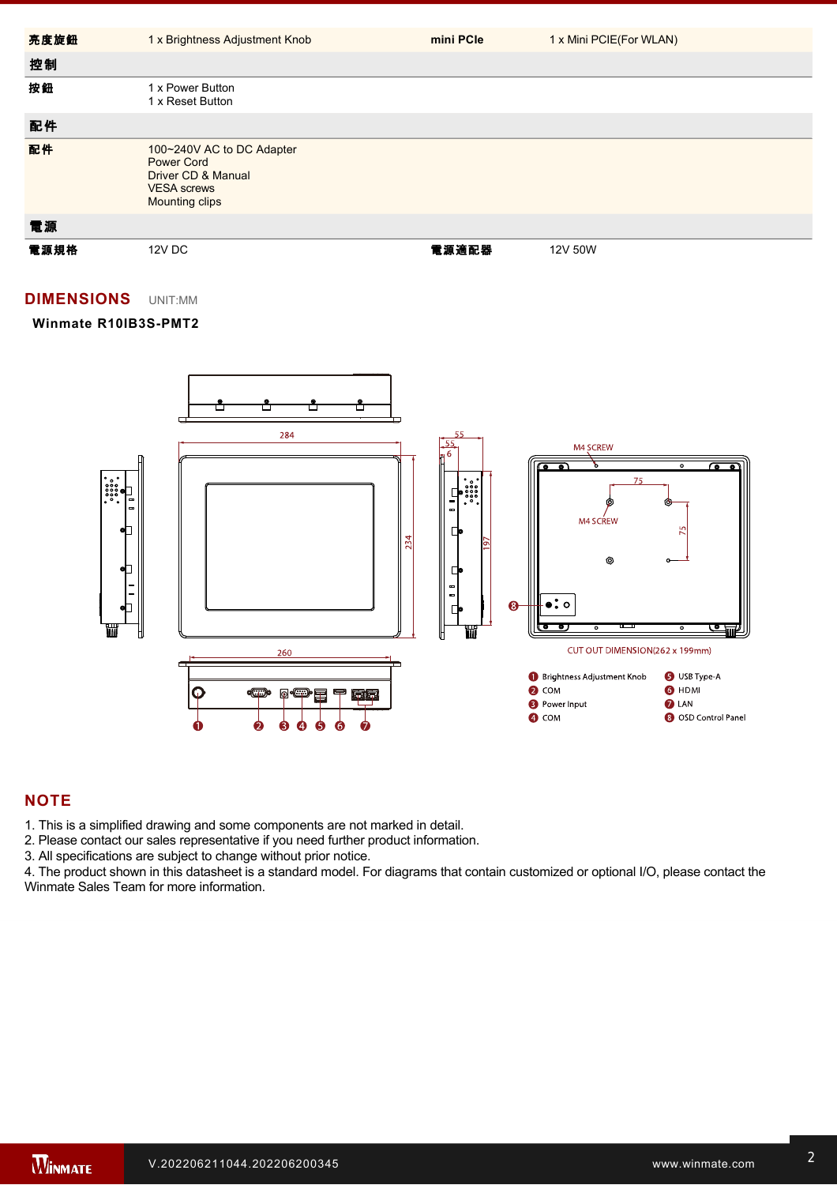| | | | |
|---|---|---|---|
| **亮度旋鈕** | 1 x Brightness Adjustment Knob | **mini PCIe** | 1 x Mini PCIE(For WLAN) |
| **控制** | | | |
| **按鈕** | 1 x Power Button<br>1 x Reset Button | | |
| **配件** | | | |
| **配件** | 100~240V AC to DC Adapter<br>Power Cord<br>Driver CD & Manual<br>VESA screws<br>Mounting clips | | |
| **電源** | | | |
| **電源規格** | 12V DC | **電源適配器** | 12V 50W |

## DIMENSIONS UNIT:MM

**Winmate R10IB3S-PMT2**

284
55
6
234
197
260
M4 SCREW
75
M4 SCREW
75
CUT OUT DIMENSION(262 x 199mm)

1. Brightness Adjustment Knob
2. COM
3. Power Input
4. COM
5. USB Type-A
6. HDMI
7. LAN
8. OSD Control Panel

## NOTE

1. This is a simplified drawing and some components are not marked in detail.
2. Please contact our sales representative if you need further product information.
3. All specifications are subject to change without prior notice.
4. The product shown in this datasheet is a standard model. For diagrams that contain customized or optional I/O, please contact the Winmate Sales Team for more information.